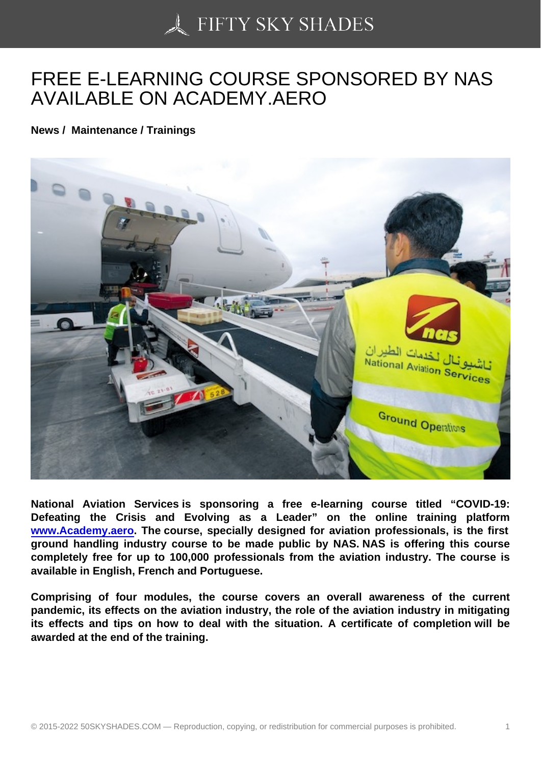# FREE E-LEARNING COURSE SPONSORED BY NAS AVAILABLE ON ACADEMY.AERO

**News / Maintenance / Trainings**

**National Aviation Services is sponsoring a free e-learning course titled "COVID-19: Defeating the Crisis and Evolving as a Leader" on the online training platform [www.Academy.aero](http://www.Academy.aero). The course, specially designed for aviation professionals, is the first ground handling industry course to be made public by NAS. NAS is offering this course completely free for up to 100,000 professionals from the aviation industry. The course is available in English, French and Portuguese.**

**Comprising of four modules, the course covers an overall awareness of the current pandemic, its effects on the aviation industry, the role of the aviation industry in mitigating its effects and tips on how to deal with the situation. A certificate of completion will be awarded at the end of the training.**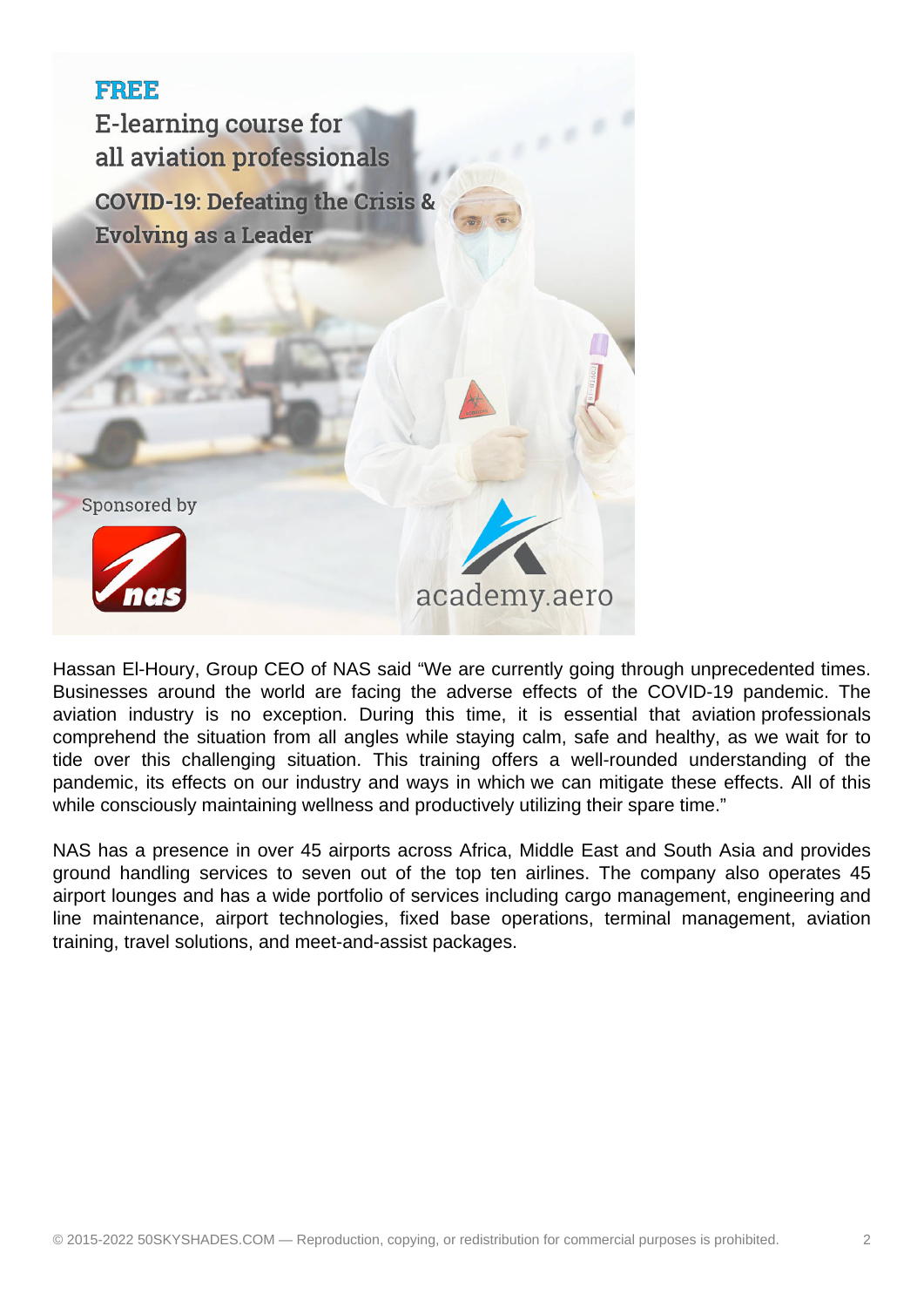**FREE**

E-learning course for all aviation professionals

**COVID-19: Defeating the Crisis & Evolving as a Leader**

Sponsored by nas

academy.aero

Hassan El-Houry, Group CEO of NAS said “We are currently going through unprecedented times. Businesses around the world are facing the adverse effects of the COVID-19 pandemic. The aviation industry is no exception. During this time, it is essential that aviation professionals comprehend the situation from all angles while staying calm, safe and healthy, as we wait for to tide over this challenging situation. This training offers a well-rounded understanding of the pandemic, its effects on our industry and ways in which we can mitigate these effects. All of this while consciously maintaining wellness and productively utilizing their spare time.”

NAS has a presence in over 45 airports across Africa, Middle East and South Asia and provides ground handling services to seven out of the top ten airlines. The company also operates 45 airport lounges and has a wide portfolio of services including cargo management, engineering and line maintenance, airport technologies, fixed base operations, terminal management, aviation training, travel solutions, and meet-and-assist packages.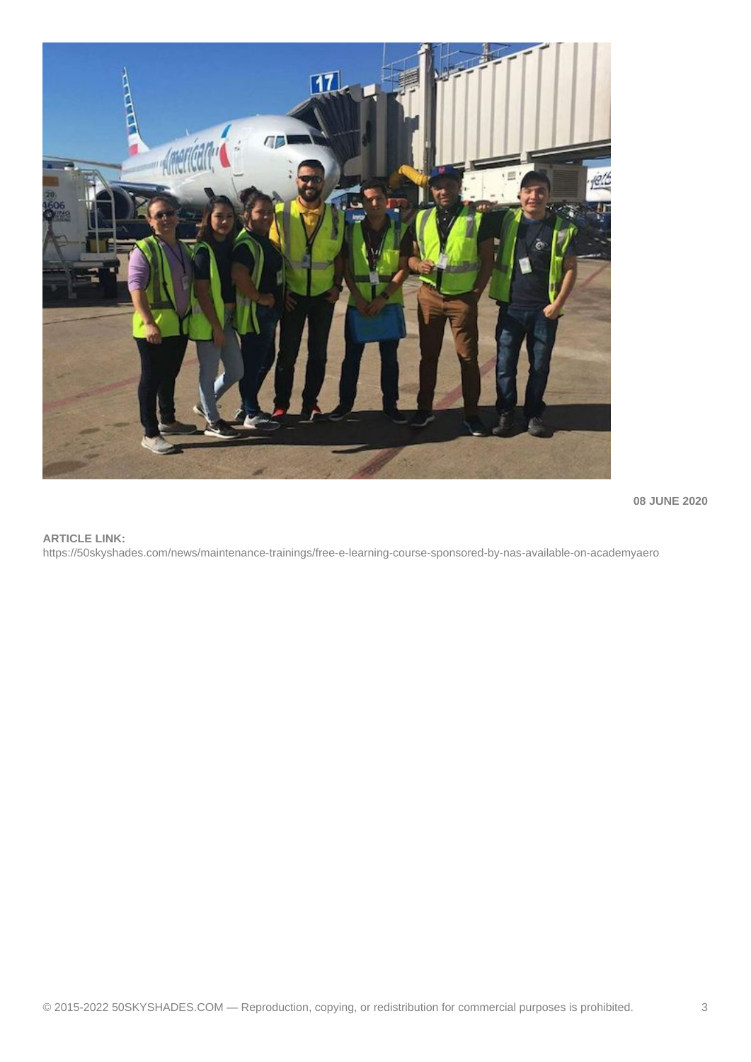08 JUNE 2020

**ARTICLE LINK:**
https://50skyshades.com/news/maintenance-trainings/free-e-learning-course-sponsored-by-nas-available-on-academyaero